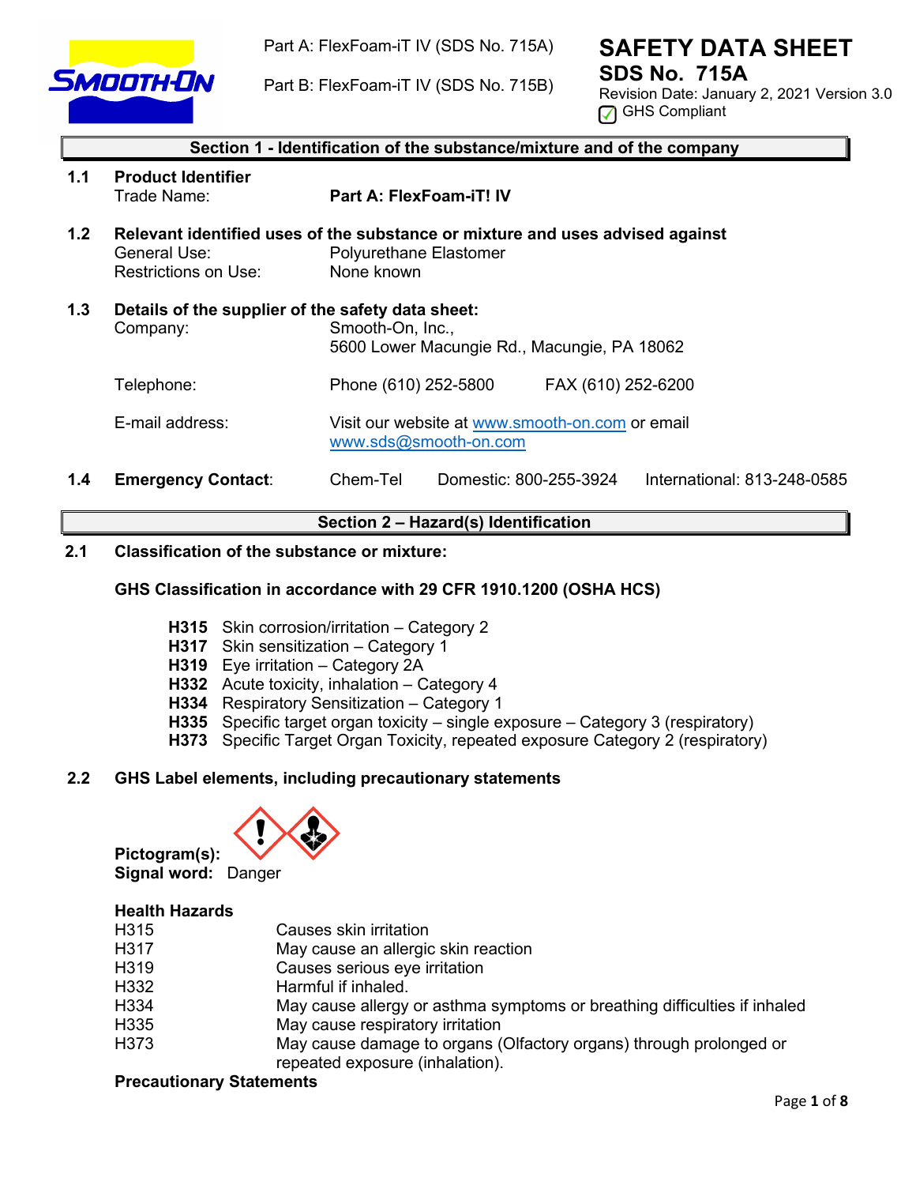Part A: FlexFoam-iT IV (SDS No. 715A)

Part B: FlexFoam-iT IV (SDS No. 715B)

# SAFETY DATA SHEET
## SDS No. 715A

Revision Date: January 2, 2021 Version 3.0

☑ GHS Compliant

## Section 1 - Identification of the substance/mixture and of the company

**1.1 Product Identifier**

Trade Name: **Part A: FlexFoam-iT! IV**

**1.2 Relevant identified uses of the substance or mixture and uses advised against**

General Use: Polyurethane Elastomer

Restrictions on Use: None known

**1.3 Details of the supplier of the safety data sheet:**

Company: Smooth-On, Inc.,
5600 Lower Macungie Rd., Macungie, PA 18062

Telephone: Phone (610) 252-5800 FAX (610) 252-6200

E-mail address: Visit our website at www.smooth-on.com or email www.sds@smooth-on.com

**1.4 Emergency Contact**: Chem-Tel Domestic: 800-255-3924 International: 813-248-0585

## Section 2 – Hazard(s) Identification

**2.1 Classification of the substance or mixture:**

**GHS Classification in accordance with 29 CFR 1910.1200 (OSHA HCS)**

- **H315** Skin corrosion/irritation – Category 2
- **H317** Skin sensitization – Category 1
- **H319** Eye irritation – Category 2A
- **H332** Acute toxicity, inhalation – Category 4
- **H334** Respiratory Sensitization – Category 1
- **H335** Specific target organ toxicity – single exposure – Category 3 (respiratory)
- **H373** Specific Target Organ Toxicity, repeated exposure Category 2 (respiratory)

**2.2 GHS Label elements, including precautionary statements**

**Pictogram(s):**

**Signal word:** Danger

**Health Hazards**

| | |
|---|---|
| H315 | Causes skin irritation |
| H317 | May cause an allergic skin reaction |
| H319 | Causes serious eye irritation |
| H332 | Harmful if inhaled. |
| H334 | May cause allergy or asthma symptoms or breathing difficulties if inhaled |
| H335 | May cause respiratory irritation |
| H373 | May cause damage to organs (Olfactory organs) through prolonged or repeated exposure (inhalation). |

**Precautionary Statements**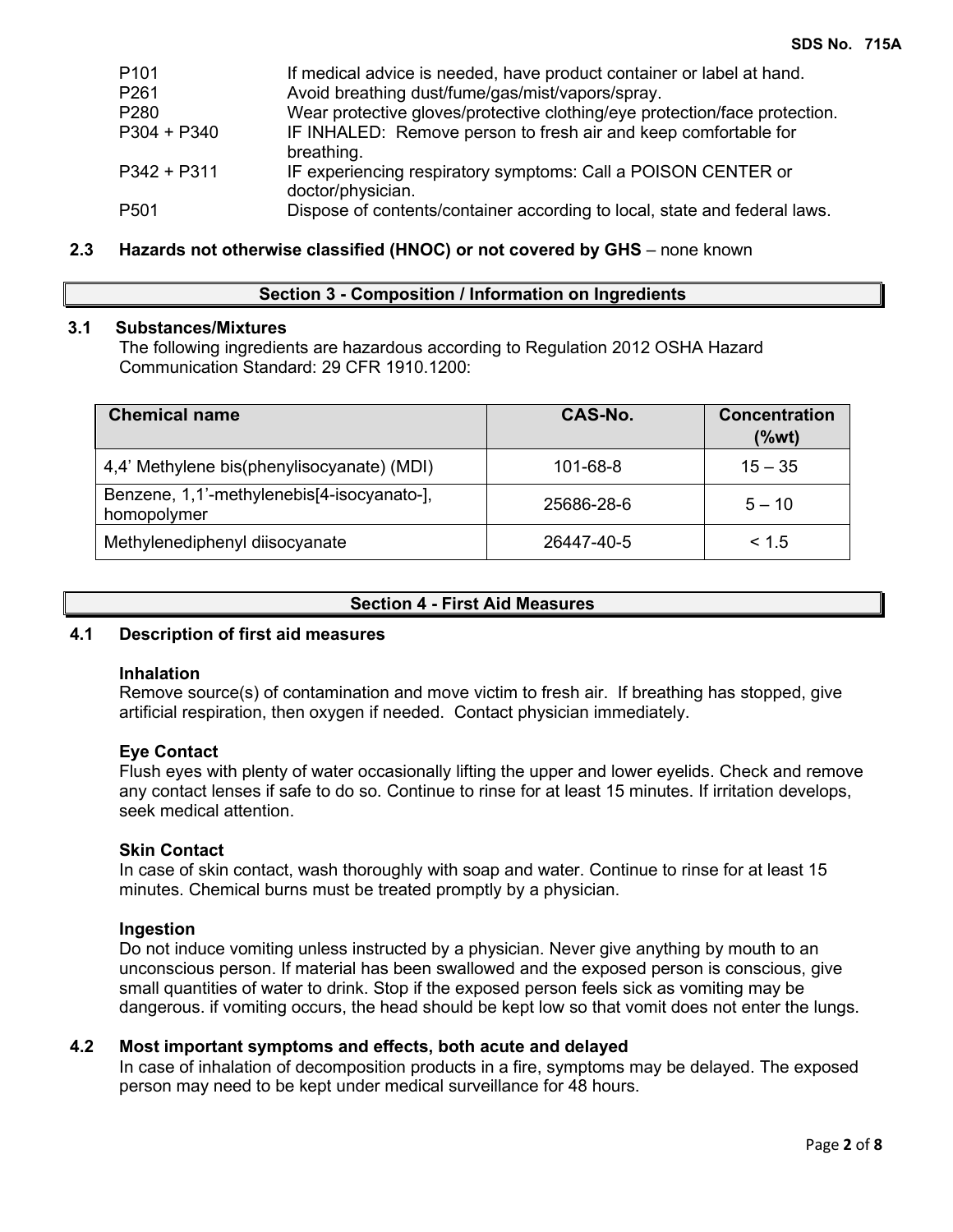| | |
|---|---|
| P101 | If medical advice is needed, have product container or label at hand. |
| P261 | Avoid breathing dust/fume/gas/mist/vapors/spray. |
| P280 | Wear protective gloves/protective clothing/eye protection/face protection. |
| P304 + P340 | IF INHALED: Remove person to fresh air and keep comfortable for breathing. |
| P342 + P311 | IF experiencing respiratory symptoms: Call a POISON CENTER or doctor/physician. |
| P501 | Dispose of contents/container according to local, state and federal laws. |

**2.3 Hazards not otherwise classified (HNOC) or not covered by GHS** – none known

## Section 3 - Composition / Information on Ingredients

### 3.1 Substances/Mixtures

The following ingredients are hazardous according to Regulation 2012 OSHA Hazard Communication Standard: 29 CFR 1910.1200:

| Chemical name | CAS-No. | Concentration (%wt) |
|---|---|---|
| 4,4' Methylene bis(phenylisocyanate) (MDI) | 101-68-8 | 15 – 35 |
| Benzene, 1,1'-methylenebis[4-isocyanato-], homopolymer | 25686-28-6 | 5 – 10 |
| Methylenediphenyl diisocyanate | 26447-40-5 | < 1.5 |

## Section 4 - First Aid Measures

### 4.1 Description of first aid measures

**Inhalation**

Remove source(s) of contamination and move victim to fresh air. If breathing has stopped, give artificial respiration, then oxygen if needed. Contact physician immediately.

**Eye Contact**

Flush eyes with plenty of water occasionally lifting the upper and lower eyelids. Check and remove any contact lenses if safe to do so. Continue to rinse for at least 15 minutes. If irritation develops, seek medical attention.

**Skin Contact**

In case of skin contact, wash thoroughly with soap and water. Continue to rinse for at least 15 minutes. Chemical burns must be treated promptly by a physician.

**Ingestion**

Do not induce vomiting unless instructed by a physician. Never give anything by mouth to an unconscious person. If material has been swallowed and the exposed person is conscious, give small quantities of water to drink. Stop if the exposed person feels sick as vomiting may be dangerous. if vomiting occurs, the head should be kept low so that vomit does not enter the lungs.

### 4.2 Most important symptoms and effects, both acute and delayed

In case of inhalation of decomposition products in a fire, symptoms may be delayed. The exposed person may need to be kept under medical surveillance for 48 hours.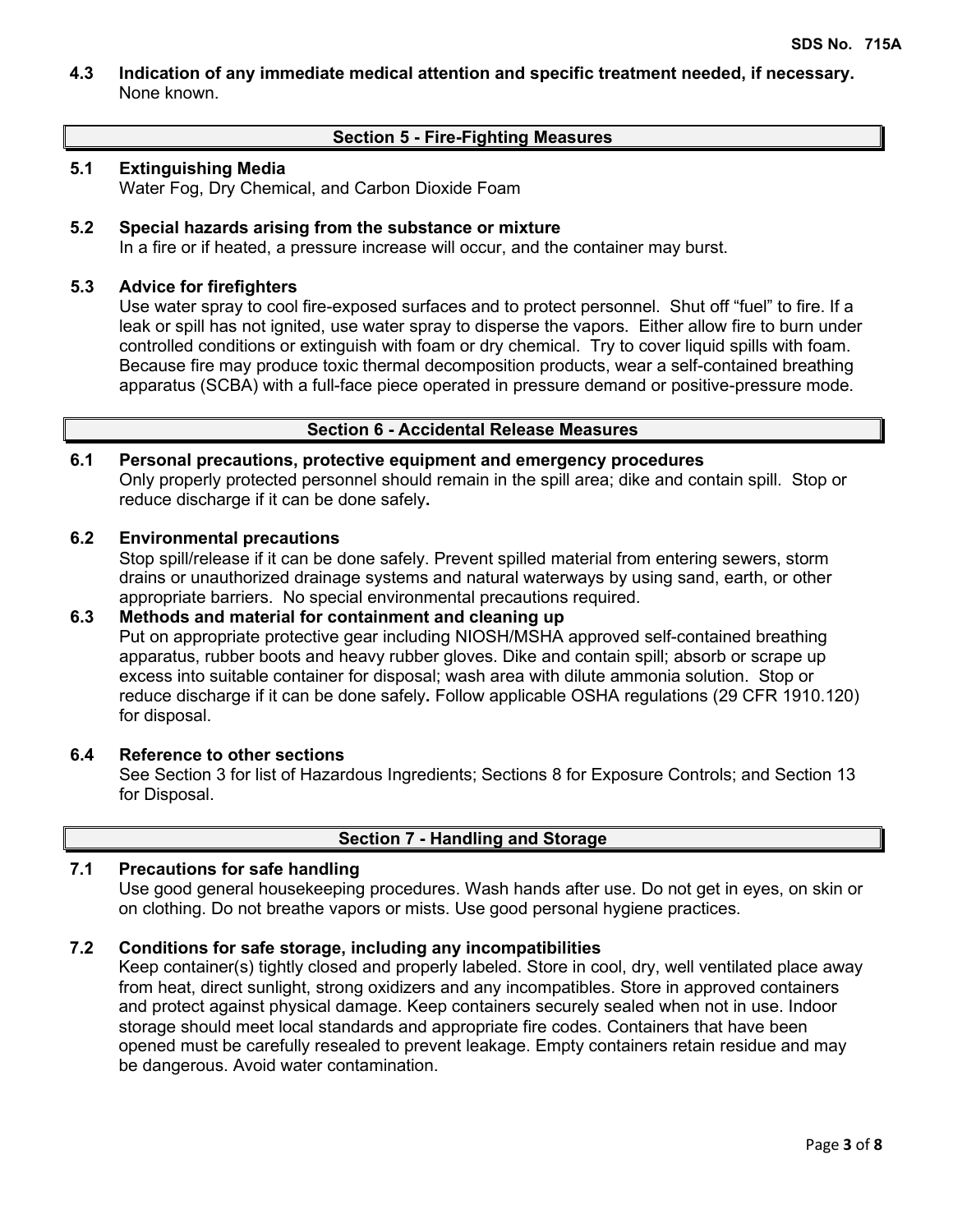**4.3 Indication of any immediate medical attention and specific treatment needed, if necessary.**
None known.

## Section 5 - Fire-Fighting Measures

**5.1 Extinguishing Media**
Water Fog, Dry Chemical, and Carbon Dioxide Foam

**5.2 Special hazards arising from the substance or mixture**
In a fire or if heated, a pressure increase will occur, and the container may burst.

**5.3 Advice for firefighters**
Use water spray to cool fire-exposed surfaces and to protect personnel. Shut off "fuel" to fire. If a leak or spill has not ignited, use water spray to disperse the vapors. Either allow fire to burn under controlled conditions or extinguish with foam or dry chemical. Try to cover liquid spills with foam. Because fire may produce toxic thermal decomposition products, wear a self-contained breathing apparatus (SCBA) with a full-face piece operated in pressure demand or positive-pressure mode.

## Section 6 - Accidental Release Measures

**6.1 Personal precautions, protective equipment and emergency procedures**
Only properly protected personnel should remain in the spill area; dike and contain spill. Stop or reduce discharge if it can be done safely**.**

**6.2 Environmental precautions**
Stop spill/release if it can be done safely. Prevent spilled material from entering sewers, storm drains or unauthorized drainage systems and natural waterways by using sand, earth, or other appropriate barriers. No special environmental precautions required.

**6.3 Methods and material for containment and cleaning up**
Put on appropriate protective gear including NIOSH/MSHA approved self-contained breathing apparatus, rubber boots and heavy rubber gloves. Dike and contain spill; absorb or scrape up excess into suitable container for disposal; wash area with dilute ammonia solution. Stop or reduce discharge if it can be done safely**.** Follow applicable OSHA regulations (29 CFR 1910.120) for disposal.

**6.4 Reference to other sections**
See Section 3 for list of Hazardous Ingredients; Sections 8 for Exposure Controls; and Section 13 for Disposal.

## Section 7 - Handling and Storage

**7.1 Precautions for safe handling**
Use good general housekeeping procedures. Wash hands after use. Do not get in eyes, on skin or on clothing. Do not breathe vapors or mists. Use good personal hygiene practices.

**7.2 Conditions for safe storage, including any incompatibilities**
Keep container(s) tightly closed and properly labeled. Store in cool, dry, well ventilated place away from heat, direct sunlight, strong oxidizers and any incompatibles. Store in approved containers and protect against physical damage. Keep containers securely sealed when not in use. Indoor storage should meet local standards and appropriate fire codes. Containers that have been opened must be carefully resealed to prevent leakage. Empty containers retain residue and may be dangerous. Avoid water contamination.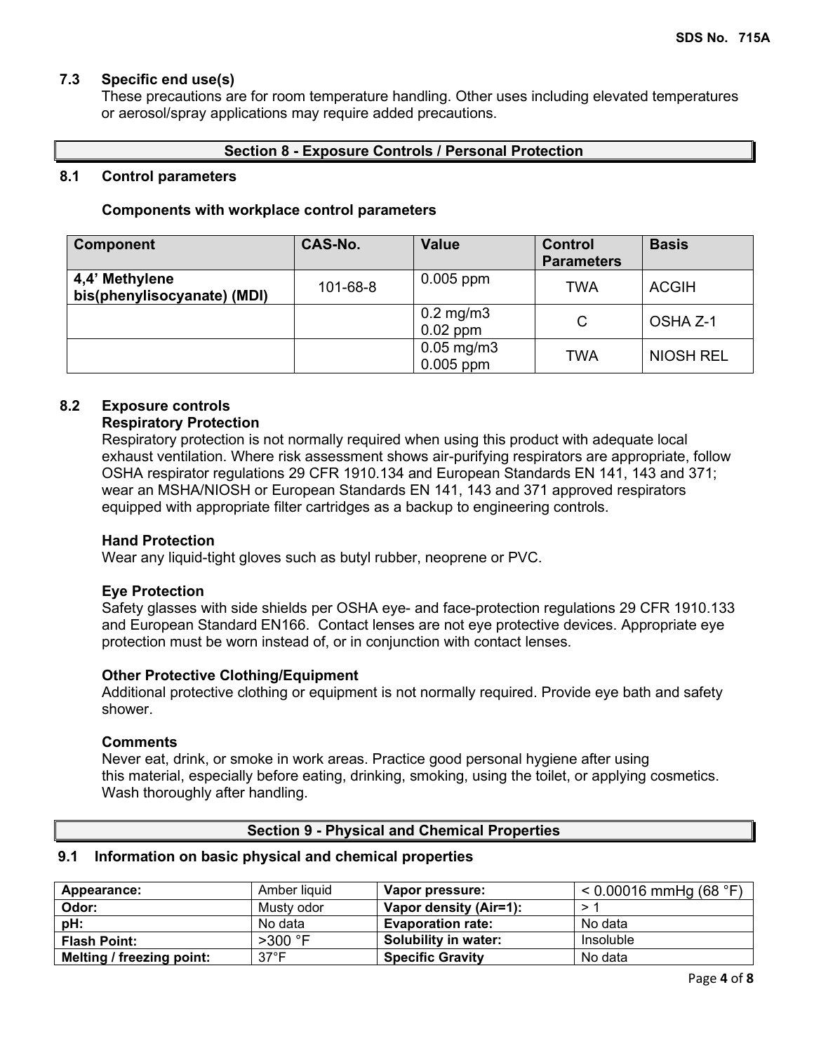### 7.3 Specific end use(s)

These precautions are for room temperature handling. Other uses including elevated temperatures or aerosol/spray applications may require added precautions.

## Section 8 - Exposure Controls / Personal Protection

### 8.1 Control parameters

**Components with workplace control parameters**

| Component | CAS-No. | Value | Control Parameters | Basis |
|---|---|---|---|---|
| **4,4' Methylene bis(phenylisocyanate) (MDI)** | 101-68-8 | 0.005 ppm | TWA | ACGIH |
| | | 0.2 mg/m3<br>0.02 ppm | C | OSHA Z-1 |
| | | 0.05 mg/m3<br>0.005 ppm | TWA | NIOSH REL |

### 8.2 Exposure controls

**Respiratory Protection**

Respiratory protection is not normally required when using this product with adequate local exhaust ventilation. Where risk assessment shows air-purifying respirators are appropriate, follow OSHA respirator regulations 29 CFR 1910.134 and European Standards EN 141, 143 and 371; wear an MSHA/NIOSH or European Standards EN 141, 143 and 371 approved respirators equipped with appropriate filter cartridges as a backup to engineering controls.

**Hand Protection**

Wear any liquid-tight gloves such as butyl rubber, neoprene or PVC.

**Eye Protection**

Safety glasses with side shields per OSHA eye- and face-protection regulations 29 CFR 1910.133 and European Standard EN166. Contact lenses are not eye protective devices. Appropriate eye protection must be worn instead of, or in conjunction with contact lenses.

**Other Protective Clothing/Equipment**

Additional protective clothing or equipment is not normally required. Provide eye bath and safety shower.

**Comments**

Never eat, drink, or smoke in work areas. Practice good personal hygiene after using this material, especially before eating, drinking, smoking, using the toilet, or applying cosmetics. Wash thoroughly after handling.

## Section 9 - Physical and Chemical Properties

### 9.1 Information on basic physical and chemical properties

| | | | |
|---|---|---|---|
| **Appearance:** | Amber liquid | **Vapor pressure:** | < 0.00016 mmHg (68 °F) |
| **Odor:** | Musty odor | **Vapor density (Air=1):** | > 1 |
| **pH:** | No data | **Evaporation rate:** | No data |
| **Flash Point:** | >300 °F | **Solubility in water:** | Insoluble |
| **Melting / freezing point:** | 37°F | **Specific Gravity** | No data |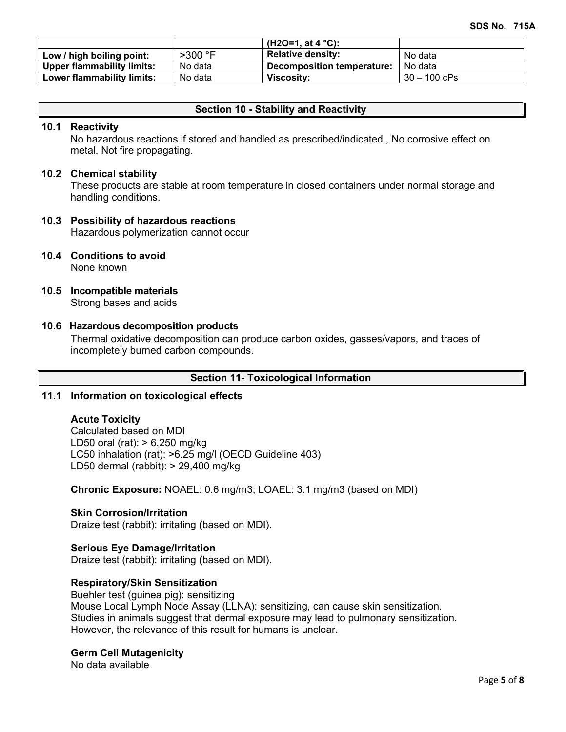| | | (H2O=1, at 4 °C): | |
|---|---|---|---|
| **Low / high boiling point:** | >300 °F | **Relative density:** | No data |
| **Upper flammability limits:** | No data | **Decomposition temperature:** | No data |
| **Lower flammability limits:** | No data | **Viscosity:** | 30 – 100 cPs |

## Section 10 - Stability and Reactivity

### 10.1 Reactivity

No hazardous reactions if stored and handled as prescribed/indicated., No corrosive effect on metal. Not fire propagating.

### 10.2 Chemical stability

These products are stable at room temperature in closed containers under normal storage and handling conditions.

### 10.3 Possibility of hazardous reactions

Hazardous polymerization cannot occur

### 10.4 Conditions to avoid

None known

### 10.5 Incompatible materials

Strong bases and acids

### 10.6 Hazardous decomposition products

Thermal oxidative decomposition can produce carbon oxides, gasses/vapors, and traces of incompletely burned carbon compounds.

## Section 11- Toxicological Information

### 11.1 Information on toxicological effects

**Acute Toxicity**

Calculated based on MDI
LD50 oral (rat): > 6,250 mg/kg
LC50 inhalation (rat): >6.25 mg/l (OECD Guideline 403)
LD50 dermal (rabbit): > 29,400 mg/kg

**Chronic Exposure:** NOAEL: 0.6 mg/m3; LOAEL: 3.1 mg/m3 (based on MDI)

**Skin Corrosion/Irritation**

Draize test (rabbit): irritating (based on MDI).

**Serious Eye Damage/Irritation**

Draize test (rabbit): irritating (based on MDI).

**Respiratory/Skin Sensitization**

Buehler test (guinea pig): sensitizing
Mouse Local Lymph Node Assay (LLNA): sensitizing, can cause skin sensitization.
Studies in animals suggest that dermal exposure may lead to pulmonary sensitization.
However, the relevance of this result for humans is unclear.

**Germ Cell Mutagenicity**

No data available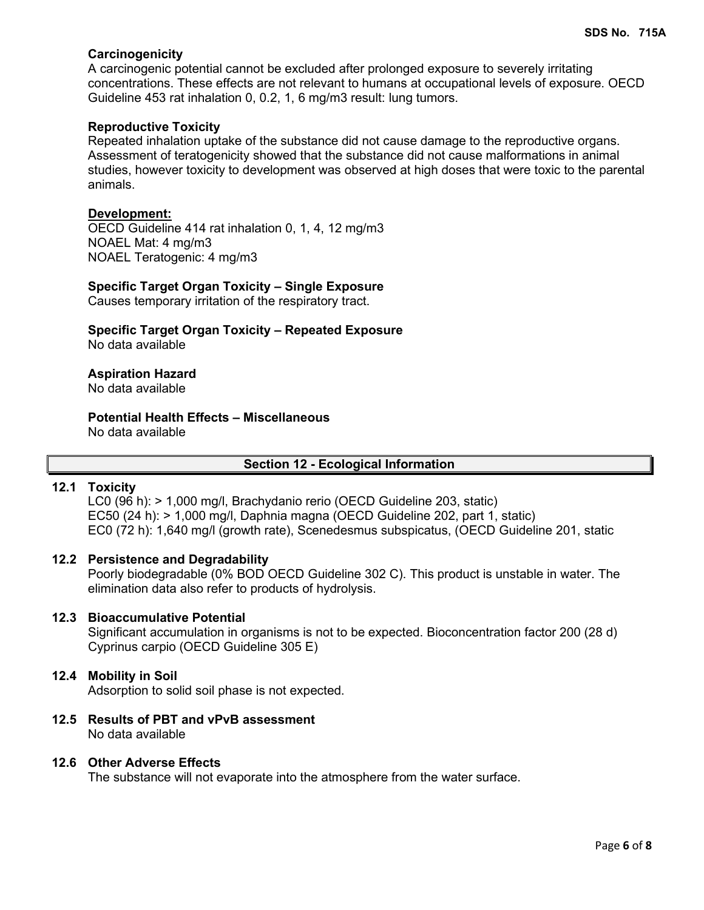### Carcinogenicity

A carcinogenic potential cannot be excluded after prolonged exposure to severely irritating concentrations. These effects are not relevant to humans at occupational levels of exposure. OECD Guideline 453 rat inhalation 0, 0.2, 1, 6 mg/m3 result: lung tumors.

### Reproductive Toxicity

Repeated inhalation uptake of the substance did not cause damage to the reproductive organs. Assessment of teratogenicity showed that the substance did not cause malformations in animal studies, however toxicity to development was observed at high doses that were toxic to the parental animals.

**Development:**

OECD Guideline 414 rat inhalation 0, 1, 4, 12 mg/m3
NOAEL Mat: 4 mg/m3
NOAEL Teratogenic: 4 mg/m3

### Specific Target Organ Toxicity – Single Exposure

Causes temporary irritation of the respiratory tract.

### Specific Target Organ Toxicity – Repeated Exposure

No data available

### Aspiration Hazard

No data available

### Potential Health Effects – Miscellaneous

No data available

## Section 12 - Ecological Information

### 12.1 Toxicity

LC0 (96 h): > 1,000 mg/l, Brachydanio rerio (OECD Guideline 203, static)
EC50 (24 h): > 1,000 mg/l, Daphnia magna (OECD Guideline 202, part 1, static)
EC0 (72 h): 1,640 mg/l (growth rate), Scenedesmus subspicatus, (OECD Guideline 201, static

### 12.2 Persistence and Degradability

Poorly biodegradable (0% BOD OECD Guideline 302 C). This product is unstable in water. The elimination data also refer to products of hydrolysis.

### 12.3 Bioaccumulative Potential

Significant accumulation in organisms is not to be expected. Bioconcentration factor 200 (28 d) Cyprinus carpio (OECD Guideline 305 E)

### 12.4 Mobility in Soil

Adsorption to solid soil phase is not expected.

### 12.5 Results of PBT and vPvB assessment

No data available

### 12.6 Other Adverse Effects

The substance will not evaporate into the atmosphere from the water surface.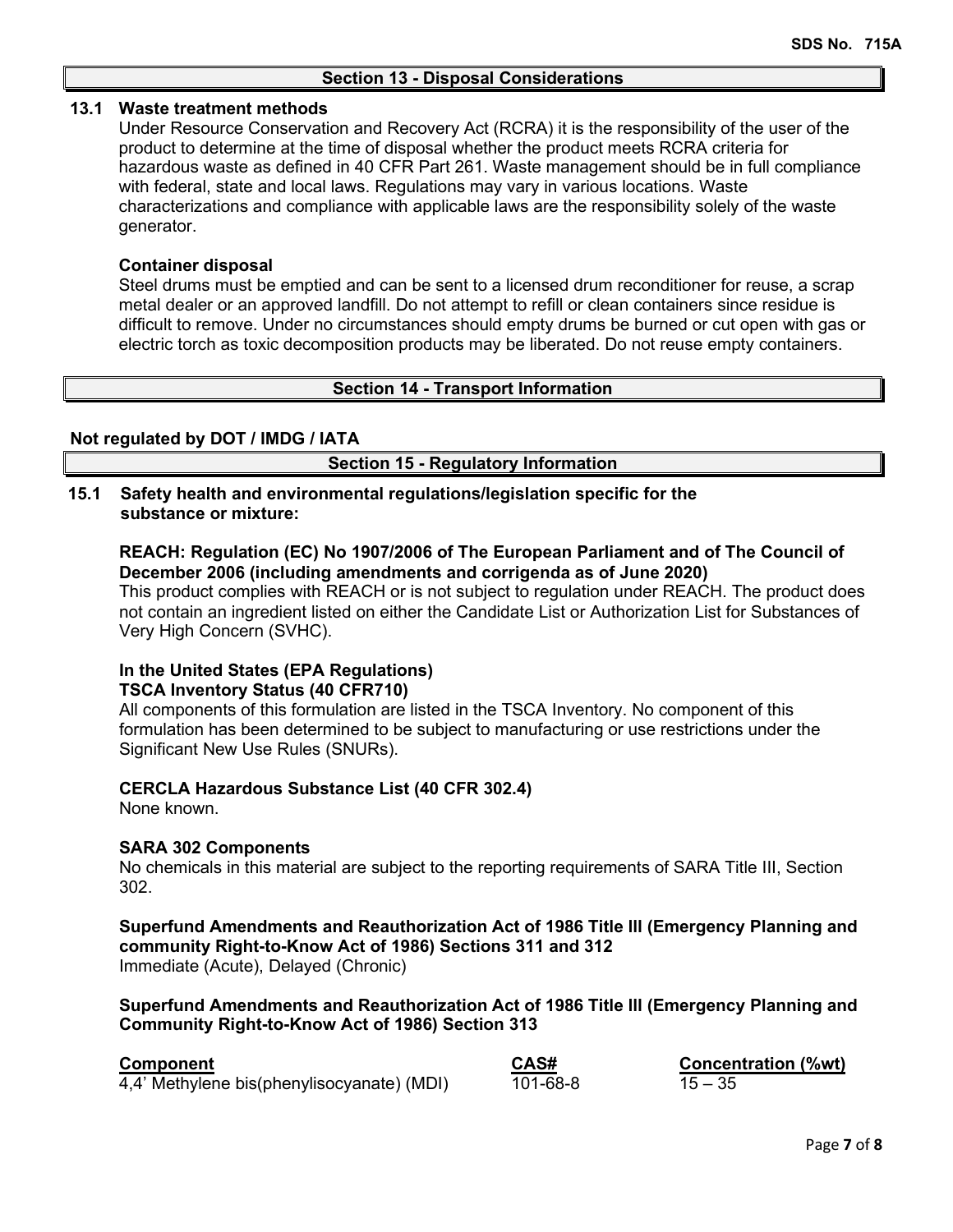## Section 13 - Disposal Considerations

### 13.1 Waste treatment methods

Under Resource Conservation and Recovery Act (RCRA) it is the responsibility of the user of the product to determine at the time of disposal whether the product meets RCRA criteria for hazardous waste as defined in 40 CFR Part 261. Waste management should be in full compliance with federal, state and local laws. Regulations may vary in various locations. Waste characterizations and compliance with applicable laws are the responsibility solely of the waste generator.

**Container disposal**

Steel drums must be emptied and can be sent to a licensed drum reconditioner for reuse, a scrap metal dealer or an approved landfill. Do not attempt to refill or clean containers since residue is difficult to remove. Under no circumstances should empty drums be burned or cut open with gas or electric torch as toxic decomposition products may be liberated. Do not reuse empty containers.

## Section 14 - Transport Information

**Not regulated by DOT / IMDG / IATA**

## Section 15 - Regulatory Information

### 15.1 Safety health and environmental regulations/legislation specific for the substance or mixture:

**REACH: Regulation (EC) No 1907/2006 of The European Parliament and of The Council of December 2006 (including amendments and corrigenda as of June 2020)**

This product complies with REACH or is not subject to regulation under REACH. The product does not contain an ingredient listed on either the Candidate List or Authorization List for Substances of Very High Concern (SVHC).

**In the United States (EPA Regulations)**
**TSCA Inventory Status (40 CFR710)**

All components of this formulation are listed in the TSCA Inventory. No component of this formulation has been determined to be subject to manufacturing or use restrictions under the Significant New Use Rules (SNURs).

**CERCLA Hazardous Substance List (40 CFR 302.4)**

None known.

**SARA 302 Components**

No chemicals in this material are subject to the reporting requirements of SARA Title III, Section 302.

**Superfund Amendments and Reauthorization Act of 1986 Title lll (Emergency Planning and community Right-to-Know Act of 1986) Sections 311 and 312**

Immediate (Acute), Delayed (Chronic)

**Superfund Amendments and Reauthorization Act of 1986 Title lll (Emergency Planning and Community Right-to-Know Act of 1986) Section 313**

| Component | CAS# | Concentration (%wt) |
|---|---|---|
| 4,4' Methylene bis(phenylisocyanate) (MDI) | 101-68-8 | 15 – 35 |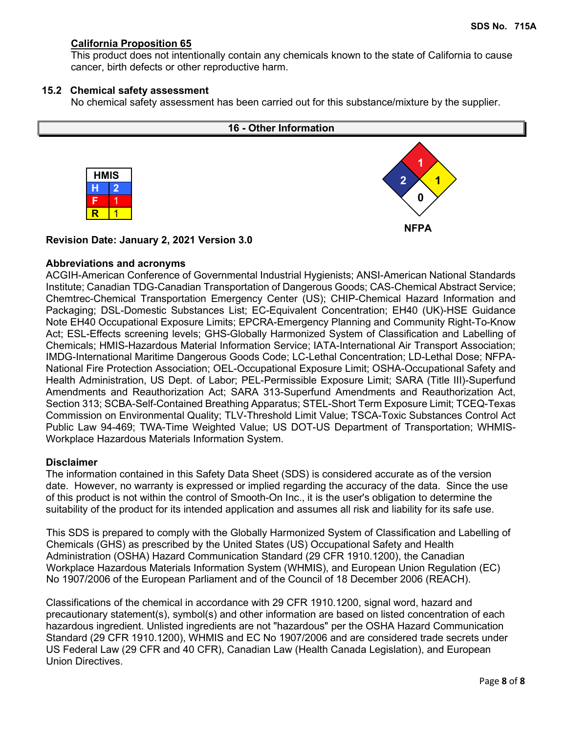**California Proposition 65**

This product does not intentionally contain any chemicals known to the state of California to cause cancer, birth defects or other reproductive harm.

**15.2 Chemical safety assessment**

No chemical safety assessment has been carried out for this substance/mixture by the supplier.

## 16 - Other Information

| HMIS | |
|---|---|
| H | 2 |
| F | 1 |
| R | 1 |

NFPA: Health 2, Flammability 1, Instability 1, Special 0

**Revision Date: January 2, 2021 Version 3.0**

**Abbreviations and acronyms**

ACGIH-American Conference of Governmental Industrial Hygienists; ANSI-American National Standards Institute; Canadian TDG-Canadian Transportation of Dangerous Goods; CAS-Chemical Abstract Service; Chemtrec-Chemical Transportation Emergency Center (US); CHIP-Chemical Hazard Information and Packaging; DSL-Domestic Substances List; EC-Equivalent Concentration; EH40 (UK)-HSE Guidance Note EH40 Occupational Exposure Limits; EPCRA-Emergency Planning and Community Right-To-Know Act; ESL-Effects screening levels; GHS-Globally Harmonized System of Classification and Labelling of Chemicals; HMIS-Hazardous Material Information Service; IATA-International Air Transport Association; IMDG-International Maritime Dangerous Goods Code; LC-Lethal Concentration; LD-Lethal Dose; NFPA-National Fire Protection Association; OEL-Occupational Exposure Limit; OSHA-Occupational Safety and Health Administration, US Dept. of Labor; PEL-Permissible Exposure Limit; SARA (Title III)-Superfund Amendments and Reauthorization Act; SARA 313-Superfund Amendments and Reauthorization Act, Section 313; SCBA-Self-Contained Breathing Apparatus; STEL-Short Term Exposure Limit; TCEQ-Texas Commission on Environmental Quality; TLV-Threshold Limit Value; TSCA-Toxic Substances Control Act Public Law 94-469; TWA-Time Weighted Value; US DOT-US Department of Transportation; WHMIS-Workplace Hazardous Materials Information System.

**Disclaimer**

The information contained in this Safety Data Sheet (SDS) is considered accurate as of the version date. However, no warranty is expressed or implied regarding the accuracy of the data. Since the use of this product is not within the control of Smooth-On Inc., it is the user's obligation to determine the suitability of the product for its intended application and assumes all risk and liability for its safe use.

This SDS is prepared to comply with the Globally Harmonized System of Classification and Labelling of Chemicals (GHS) as prescribed by the United States (US) Occupational Safety and Health Administration (OSHA) Hazard Communication Standard (29 CFR 1910.1200), the Canadian Workplace Hazardous Materials Information System (WHMIS), and European Union Regulation (EC) No 1907/2006 of the European Parliament and of the Council of 18 December 2006 (REACH).

Classifications of the chemical in accordance with 29 CFR 1910.1200, signal word, hazard and precautionary statement(s), symbol(s) and other information are based on listed concentration of each hazardous ingredient. Unlisted ingredients are not "hazardous" per the OSHA Hazard Communication Standard (29 CFR 1910.1200), WHMIS and EC No 1907/2006 and are considered trade secrets under US Federal Law (29 CFR and 40 CFR), Canadian Law (Health Canada Legislation), and European Union Directives.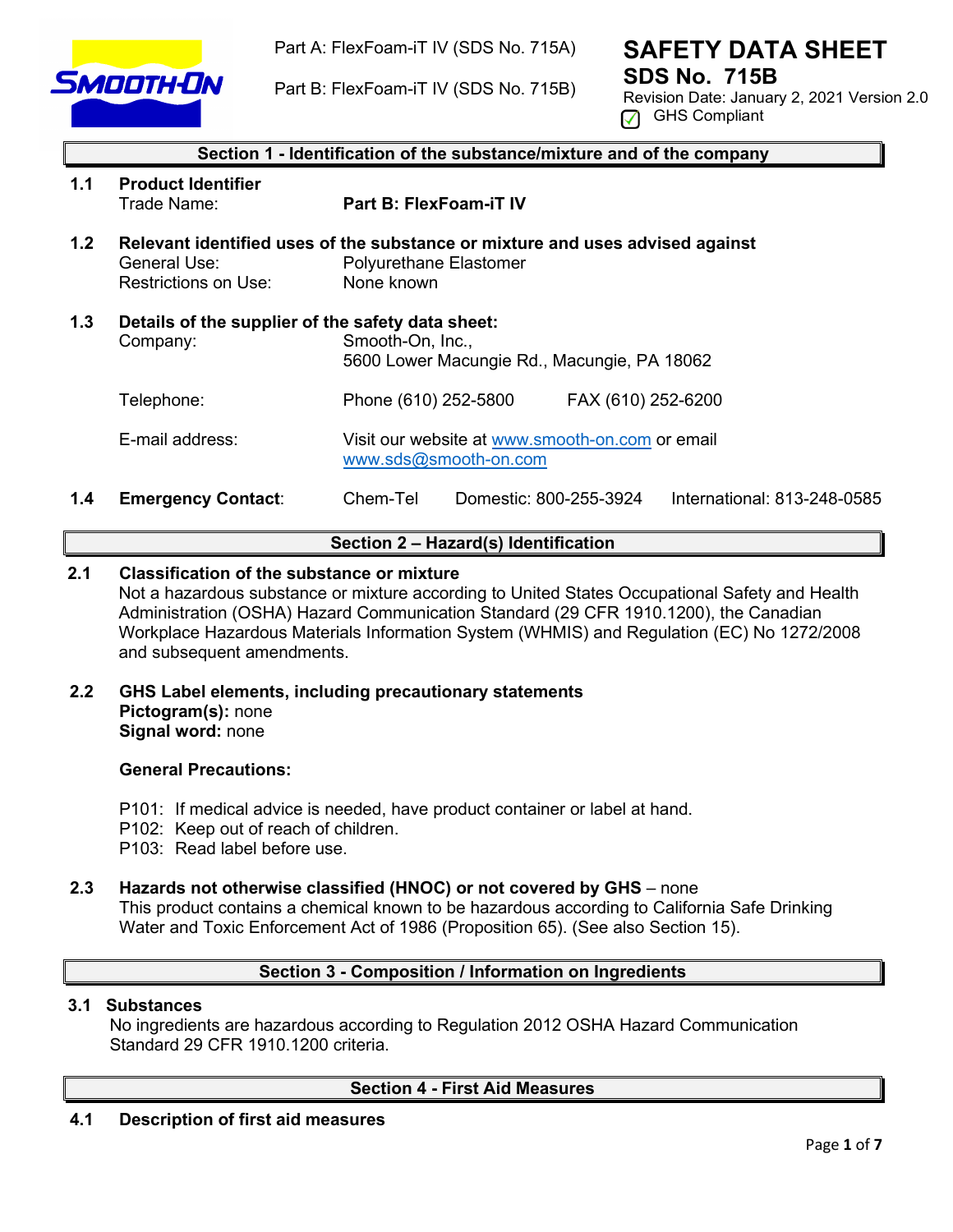Part A: FlexFoam-iT IV (SDS No. 715A)

Part B: FlexFoam-iT IV (SDS No. 715B)

# SAFETY DATA SHEET
## SDS No. 715B

Revision Date: January 2, 2021 Version 2.0

GHS Compliant

## Section 1 - Identification of the substance/mixture and of the company

**1.1 Product Identifier**

Trade Name: **Part B: FlexFoam-iT IV**

**1.2 Relevant identified uses of the substance or mixture and uses advised against**

General Use: Polyurethane Elastomer

Restrictions on Use: None known

**1.3 Details of the supplier of the safety data sheet:**

Company: Smooth-On, Inc.,
5600 Lower Macungie Rd., Macungie, PA 18062

Telephone: Phone (610) 252-5800 FAX (610) 252-6200

E-mail address: Visit our website at www.smooth-on.com or email www.sds@smooth-on.com

**1.4 Emergency Contact**: Chem-Tel Domestic: 800-255-3924 International: 813-248-0585

## Section 2 – Hazard(s) Identification

**2.1 Classification of the substance or mixture**

Not a hazardous substance or mixture according to United States Occupational Safety and Health Administration (OSHA) Hazard Communication Standard (29 CFR 1910.1200), the Canadian Workplace Hazardous Materials Information System (WHMIS) and Regulation (EC) No 1272/2008 and subsequent amendments.

**2.2 GHS Label elements, including precautionary statements**

**Pictogram(s):** none

**Signal word:** none

**General Precautions:**

P101: If medical advice is needed, have product container or label at hand.
P102: Keep out of reach of children.
P103: Read label before use.

**2.3 Hazards not otherwise classified (HNOC) or not covered by GHS** – none

This product contains a chemical known to be hazardous according to California Safe Drinking Water and Toxic Enforcement Act of 1986 (Proposition 65). (See also Section 15).

## Section 3 - Composition / Information on Ingredients

**3.1 Substances**

No ingredients are hazardous according to Regulation 2012 OSHA Hazard Communication Standard 29 CFR 1910.1200 criteria.

## Section 4 - First Aid Measures

**4.1 Description of first aid measures**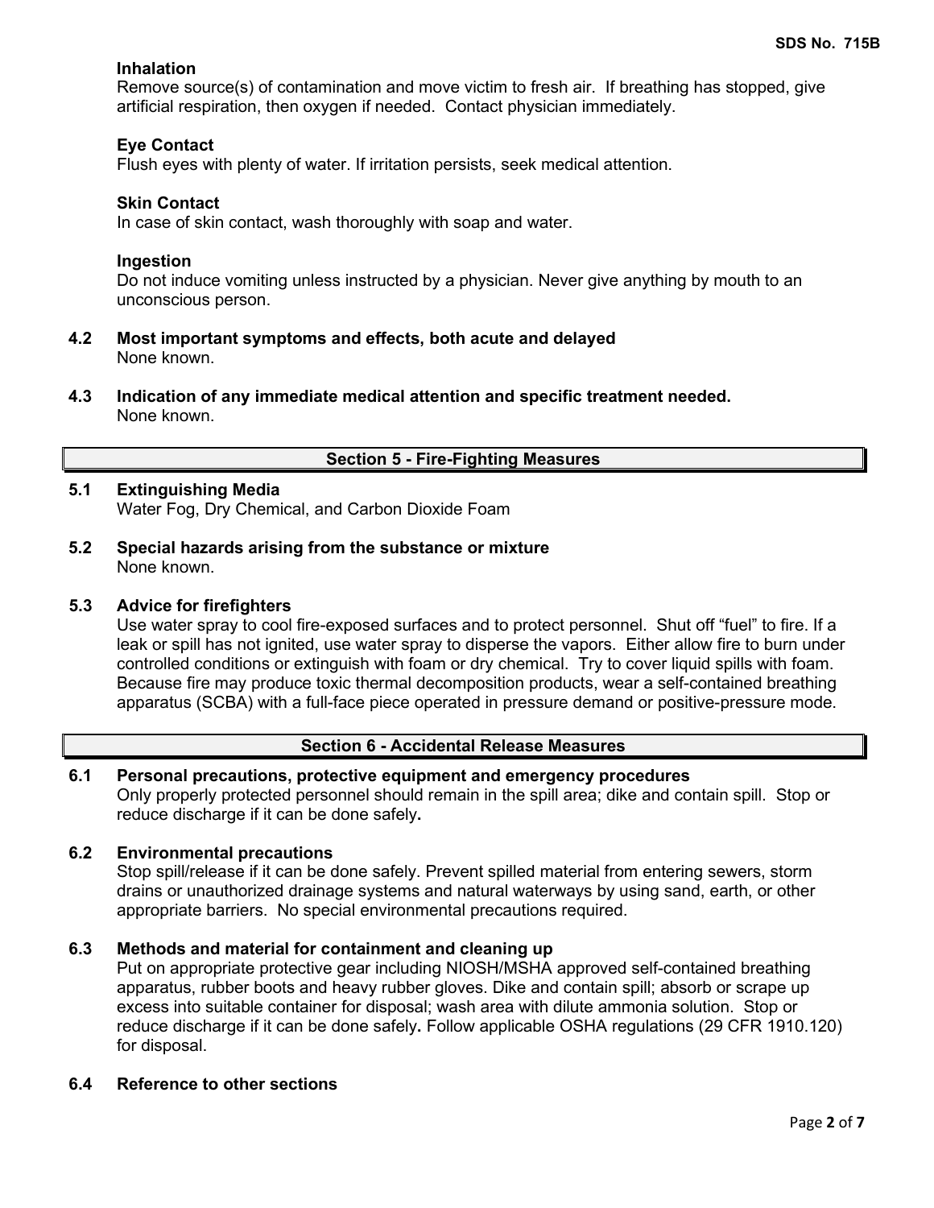**Inhalation**
Remove source(s) of contamination and move victim to fresh air. If breathing has stopped, give artificial respiration, then oxygen if needed. Contact physician immediately.

**Eye Contact**
Flush eyes with plenty of water. If irritation persists, seek medical attention.

**Skin Contact**
In case of skin contact, wash thoroughly with soap and water.

**Ingestion**
Do not induce vomiting unless instructed by a physician. Never give anything by mouth to an unconscious person.

**4.2 Most important symptoms and effects, both acute and delayed**
None known.

**4.3 Indication of any immediate medical attention and specific treatment needed.**
None known.

## Section 5 - Fire-Fighting Measures

**5.1 Extinguishing Media**
Water Fog, Dry Chemical, and Carbon Dioxide Foam

**5.2 Special hazards arising from the substance or mixture**
None known.

**5.3 Advice for firefighters**
Use water spray to cool fire-exposed surfaces and to protect personnel. Shut off "fuel" to fire. If a leak or spill has not ignited, use water spray to disperse the vapors. Either allow fire to burn under controlled conditions or extinguish with foam or dry chemical. Try to cover liquid spills with foam. Because fire may produce toxic thermal decomposition products, wear a self-contained breathing apparatus (SCBA) with a full-face piece operated in pressure demand or positive-pressure mode.

## Section 6 - Accidental Release Measures

**6.1 Personal precautions, protective equipment and emergency procedures**
Only properly protected personnel should remain in the spill area; dike and contain spill. Stop or reduce discharge if it can be done safely**.**

**6.2 Environmental precautions**
Stop spill/release if it can be done safely. Prevent spilled material from entering sewers, storm drains or unauthorized drainage systems and natural waterways by using sand, earth, or other appropriate barriers. No special environmental precautions required.

**6.3 Methods and material for containment and cleaning up**
Put on appropriate protective gear including NIOSH/MSHA approved self-contained breathing apparatus, rubber boots and heavy rubber gloves. Dike and contain spill; absorb or scrape up excess into suitable container for disposal; wash area with dilute ammonia solution. Stop or reduce discharge if it can be done safely**.** Follow applicable OSHA regulations (29 CFR 1910.120) for disposal.

**6.4 Reference to other sections**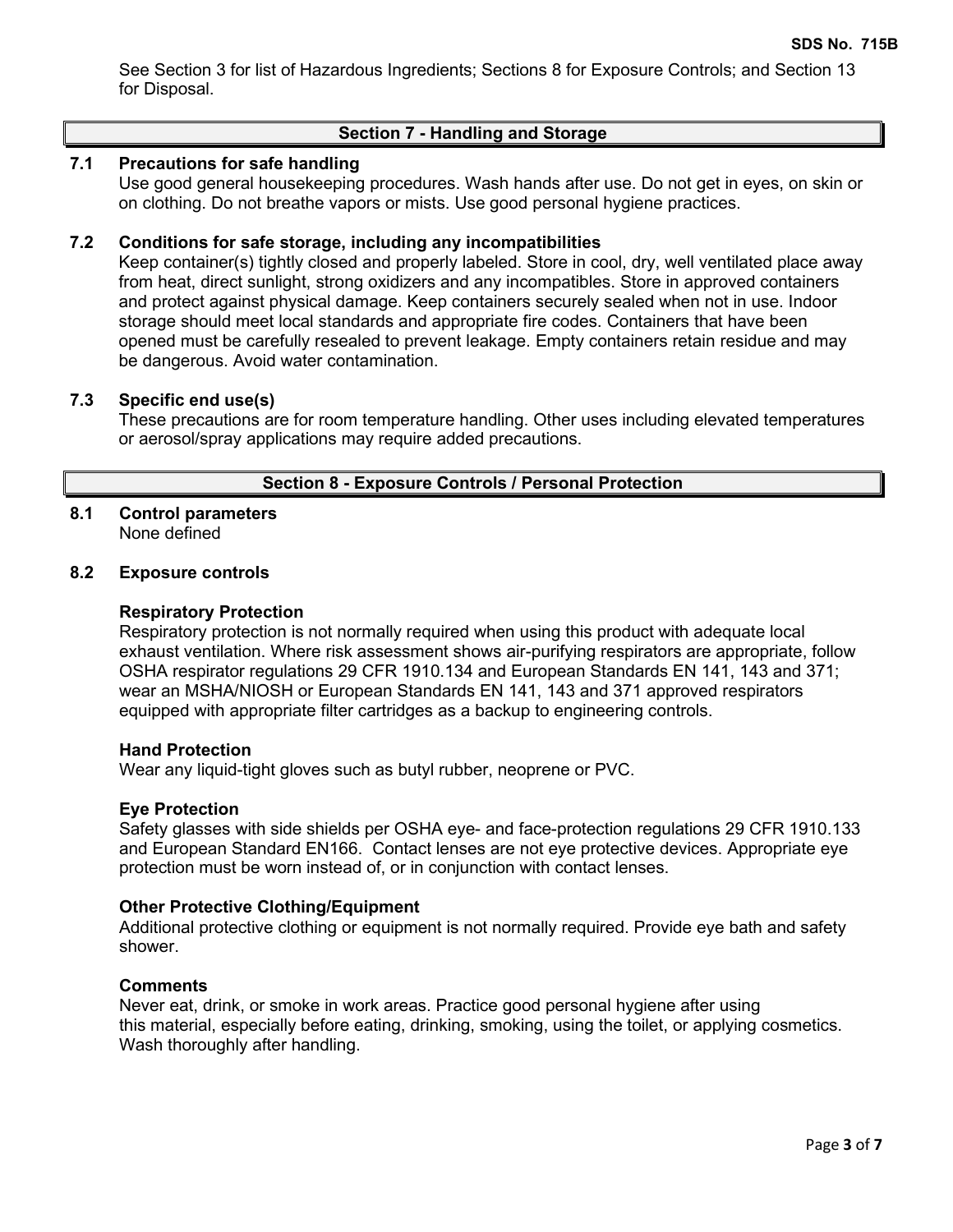See Section 3 for list of Hazardous Ingredients; Sections 8 for Exposure Controls; and Section 13 for Disposal.

## Section 7 - Handling and Storage

### 7.1 Precautions for safe handling

Use good general housekeeping procedures. Wash hands after use. Do not get in eyes, on skin or on clothing. Do not breathe vapors or mists. Use good personal hygiene practices.

### 7.2 Conditions for safe storage, including any incompatibilities

Keep container(s) tightly closed and properly labeled. Store in cool, dry, well ventilated place away from heat, direct sunlight, strong oxidizers and any incompatibles. Store in approved containers and protect against physical damage. Keep containers securely sealed when not in use. Indoor storage should meet local standards and appropriate fire codes. Containers that have been opened must be carefully resealed to prevent leakage. Empty containers retain residue and may be dangerous. Avoid water contamination.

### 7.3 Specific end use(s)

These precautions are for room temperature handling. Other uses including elevated temperatures or aerosol/spray applications may require added precautions.

## Section 8 - Exposure Controls / Personal Protection

### 8.1 Control parameters

None defined

### 8.2 Exposure controls

**Respiratory Protection**

Respiratory protection is not normally required when using this product with adequate local exhaust ventilation. Where risk assessment shows air-purifying respirators are appropriate, follow OSHA respirator regulations 29 CFR 1910.134 and European Standards EN 141, 143 and 371; wear an MSHA/NIOSH or European Standards EN 141, 143 and 371 approved respirators equipped with appropriate filter cartridges as a backup to engineering controls.

**Hand Protection**

Wear any liquid-tight gloves such as butyl rubber, neoprene or PVC.

**Eye Protection**

Safety glasses with side shields per OSHA eye- and face-protection regulations 29 CFR 1910.133 and European Standard EN166. Contact lenses are not eye protective devices. Appropriate eye protection must be worn instead of, or in conjunction with contact lenses.

**Other Protective Clothing/Equipment**

Additional protective clothing or equipment is not normally required. Provide eye bath and safety shower.

**Comments**

Never eat, drink, or smoke in work areas. Practice good personal hygiene after using this material, especially before eating, drinking, smoking, using the toilet, or applying cosmetics. Wash thoroughly after handling.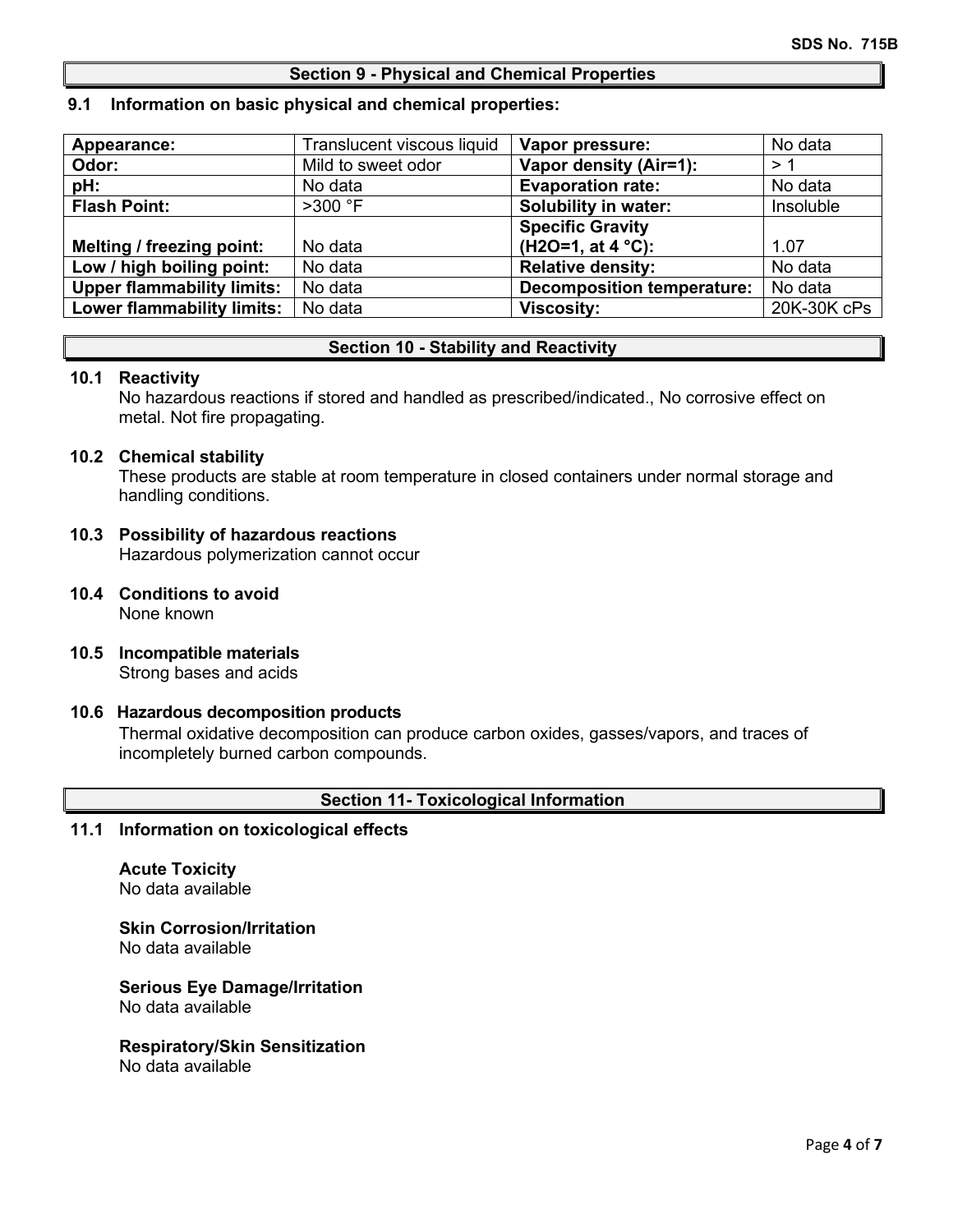## Section 9 - Physical and Chemical Properties

### 9.1 Information on basic physical and chemical properties:

| Appearance: | Translucent viscous liquid | Vapor pressure: | No data |
|---|---|---|---|
| Odor: | Mild to sweet odor | Vapor density (Air=1): | > 1 |
| pH: | No data | Evaporation rate: | No data |
| Flash Point: | >300 °F | Solubility in water: | Insoluble |
| Melting / freezing point: | No data | Specific Gravity ($H_2O$=1, at 4 °C): | 1.07 |
| Low / high boiling point: | No data | Relative density: | No data |
| Upper flammability limits: | No data | Decomposition temperature: | No data |
| Lower flammability limits: | No data | Viscosity: | 20K-30K cPs |

## Section 10 - Stability and Reactivity

### 10.1 Reactivity

No hazardous reactions if stored and handled as prescribed/indicated., No corrosive effect on metal. Not fire propagating.

### 10.2 Chemical stability

These products are stable at room temperature in closed containers under normal storage and handling conditions.

### 10.3 Possibility of hazardous reactions

Hazardous polymerization cannot occur

### 10.4 Conditions to avoid

None known

### 10.5 Incompatible materials

Strong bases and acids

### 10.6 Hazardous decomposition products

Thermal oxidative decomposition can produce carbon oxides, gasses/vapors, and traces of incompletely burned carbon compounds.

## Section 11- Toxicological Information

### 11.1 Information on toxicological effects

**Acute Toxicity**
No data available

**Skin Corrosion/Irritation**
No data available

**Serious Eye Damage/Irritation**
No data available

**Respiratory/Skin Sensitization**
No data available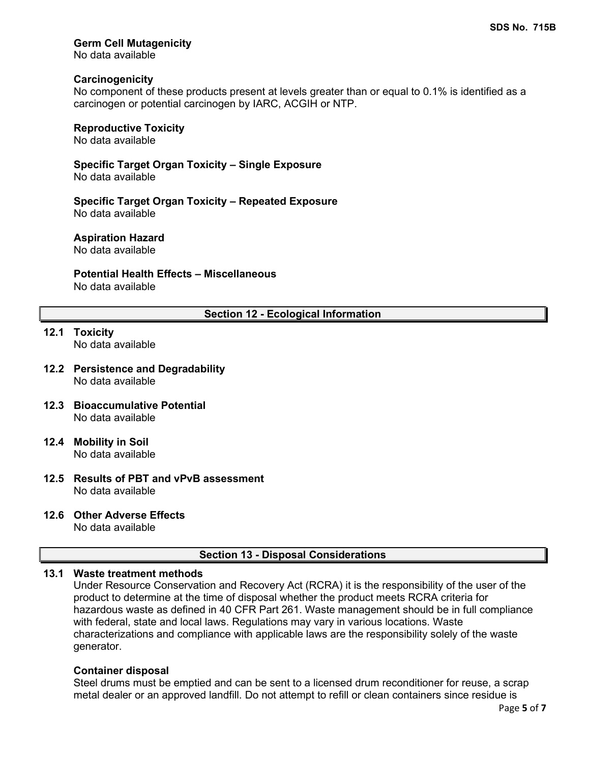**Germ Cell Mutagenicity**
No data available

**Carcinogenicity**
No component of these products present at levels greater than or equal to 0.1% is identified as a carcinogen or potential carcinogen by IARC, ACGIH or NTP.

**Reproductive Toxicity**
No data available

**Specific Target Organ Toxicity – Single Exposure**
No data available

**Specific Target Organ Toxicity – Repeated Exposure**
No data available

**Aspiration Hazard**
No data available

**Potential Health Effects – Miscellaneous**
No data available

## Section 12 - Ecological Information

**12.1 Toxicity**
No data available

**12.2 Persistence and Degradability**
No data available

**12.3 Bioaccumulative Potential**
No data available

**12.4 Mobility in Soil**
No data available

**12.5 Results of PBT and vPvB assessment**
No data available

**12.6 Other Adverse Effects**
No data available

## Section 13 - Disposal Considerations

**13.1 Waste treatment methods**
Under Resource Conservation and Recovery Act (RCRA) it is the responsibility of the user of the product to determine at the time of disposal whether the product meets RCRA criteria for hazardous waste as defined in 40 CFR Part 261. Waste management should be in full compliance with federal, state and local laws. Regulations may vary in various locations. Waste characterizations and compliance with applicable laws are the responsibility solely of the waste generator.

**Container disposal**
Steel drums must be emptied and can be sent to a licensed drum reconditioner for reuse, a scrap metal dealer or an approved landfill. Do not attempt to refill or clean containers since residue is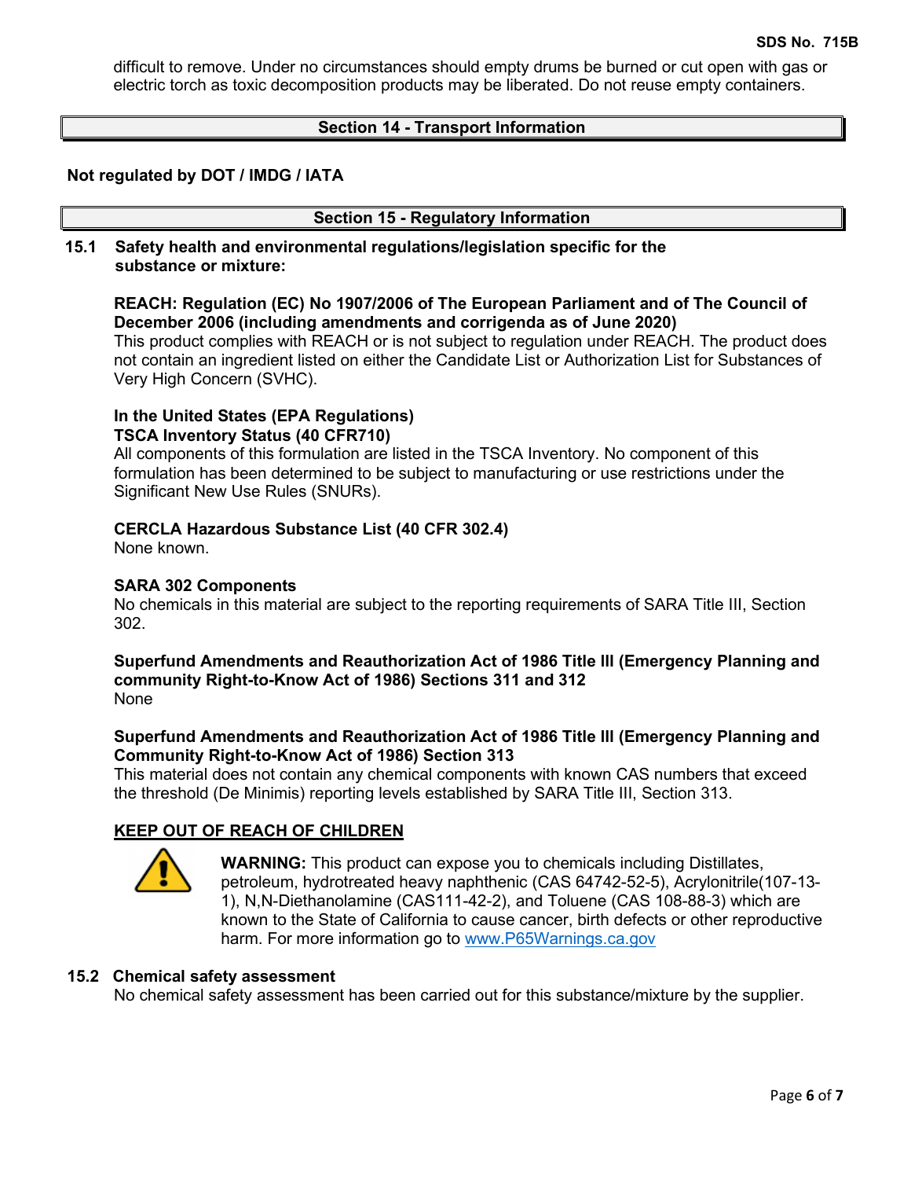difficult to remove. Under no circumstances should empty drums be burned or cut open with gas or electric torch as toxic decomposition products may be liberated. Do not reuse empty containers.

## Section 14 - Transport Information

**Not regulated by DOT / IMDG / IATA**

## Section 15 - Regulatory Information

### 15.1 Safety health and environmental regulations/legislation specific for the substance or mixture:

**REACH: Regulation (EC) No 1907/2006 of The European Parliament and of The Council of December 2006 (including amendments and corrigenda as of June 2020)**
This product complies with REACH or is not subject to regulation under REACH. The product does not contain an ingredient listed on either the Candidate List or Authorization List for Substances of Very High Concern (SVHC).

**In the United States (EPA Regulations)**
**TSCA Inventory Status (40 CFR710)**
All components of this formulation are listed in the TSCA Inventory. No component of this formulation has been determined to be subject to manufacturing or use restrictions under the Significant New Use Rules (SNURs).

**CERCLA Hazardous Substance List (40 CFR 302.4)**
None known.

**SARA 302 Components**
No chemicals in this material are subject to the reporting requirements of SARA Title III, Section 302.

**Superfund Amendments and Reauthorization Act of 1986 Title III (Emergency Planning and community Right-to-Know Act of 1986) Sections 311 and 312**
None

**Superfund Amendments and Reauthorization Act of 1986 Title III (Emergency Planning and Community Right-to-Know Act of 1986) Section 313**
This material does not contain any chemical components with known CAS numbers that exceed the threshold (De Minimis) reporting levels established by SARA Title III, Section 313.

**KEEP OUT OF REACH OF CHILDREN**

**WARNING:** This product can expose you to chemicals including Distillates, petroleum, hydrotreated heavy naphthenic (CAS 64742-52-5), Acrylonitrile(107-13-1), N,N-Diethanolamine (CAS111-42-2), and Toluene (CAS 108-88-3) which are known to the State of California to cause cancer, birth defects or other reproductive harm. For more information go to www.P65Warnings.ca.gov

### 15.2 Chemical safety assessment

No chemical safety assessment has been carried out for this substance/mixture by the supplier.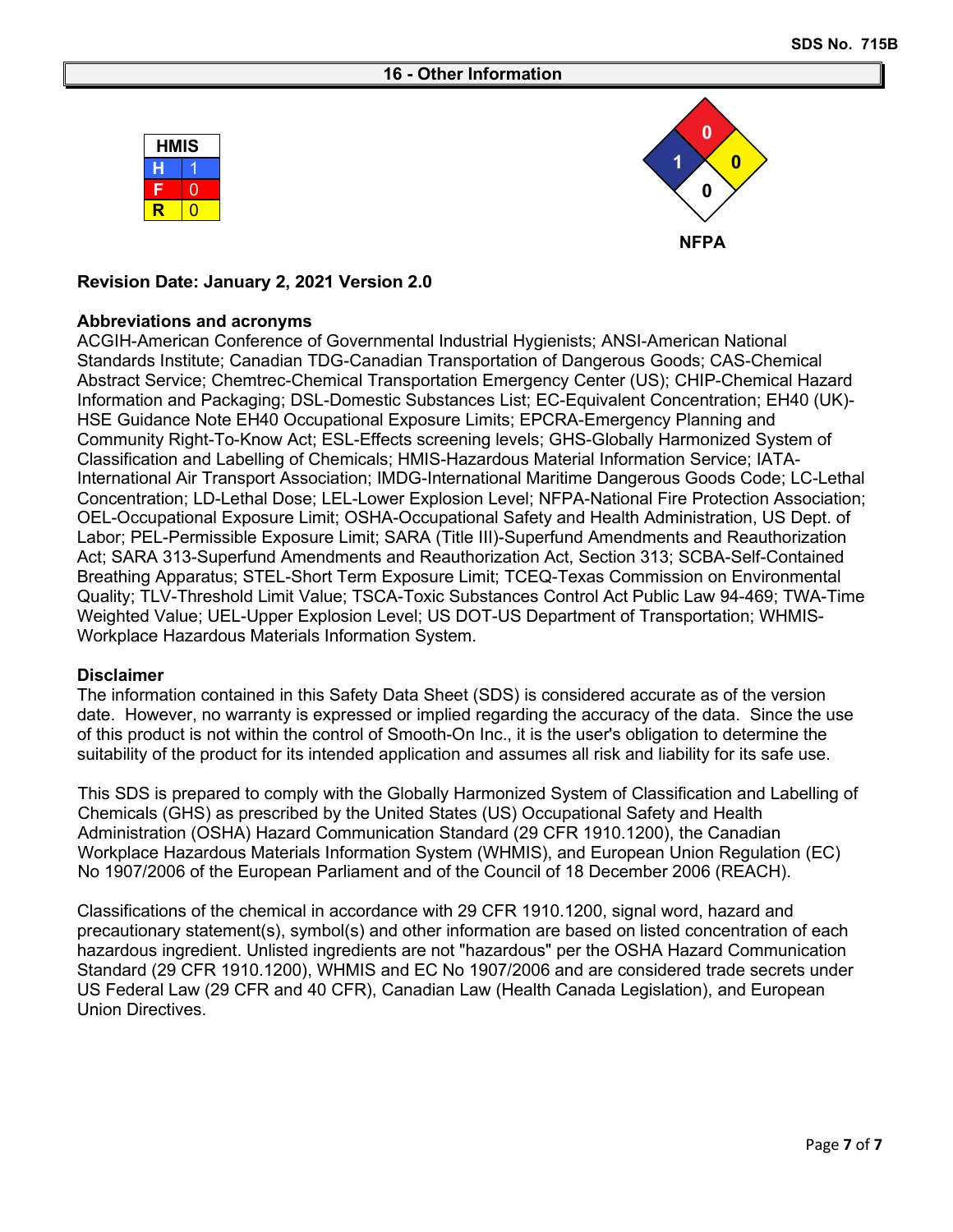## 16 - Other Information

| HMIS | |
|---|---|
| H | 1 |
| F | 0 |
| R | 0 |

NFPA

0

1 0

0

**Revision Date: January 2, 2021 Version 2.0**

**Abbreviations and acronyms**

ACGIH-American Conference of Governmental Industrial Hygienists; ANSI-American National Standards Institute; Canadian TDG-Canadian Transportation of Dangerous Goods; CAS-Chemical Abstract Service; Chemtrec-Chemical Transportation Emergency Center (US); CHIP-Chemical Hazard Information and Packaging; DSL-Domestic Substances List; EC-Equivalent Concentration; EH40 (UK)-HSE Guidance Note EH40 Occupational Exposure Limits; EPCRA-Emergency Planning and Community Right-To-Know Act; ESL-Effects screening levels; GHS-Globally Harmonized System of Classification and Labelling of Chemicals; HMIS-Hazardous Material Information Service; IATA-International Air Transport Association; IMDG-International Maritime Dangerous Goods Code; LC-Lethal Concentration; LD-Lethal Dose; LEL-Lower Explosion Level; NFPA-National Fire Protection Association; OEL-Occupational Exposure Limit; OSHA-Occupational Safety and Health Administration, US Dept. of Labor; PEL-Permissible Exposure Limit; SARA (Title III)-Superfund Amendments and Reauthorization Act; SARA 313-Superfund Amendments and Reauthorization Act, Section 313; SCBA-Self-Contained Breathing Apparatus; STEL-Short Term Exposure Limit; TCEQ-Texas Commission on Environmental Quality; TLV-Threshold Limit Value; TSCA-Toxic Substances Control Act Public Law 94-469; TWA-Time Weighted Value; UEL-Upper Explosion Level; US DOT-US Department of Transportation; WHMIS-Workplace Hazardous Materials Information System.

**Disclaimer**

The information contained in this Safety Data Sheet (SDS) is considered accurate as of the version date. However, no warranty is expressed or implied regarding the accuracy of the data. Since the use of this product is not within the control of Smooth-On Inc., it is the user's obligation to determine the suitability of the product for its intended application and assumes all risk and liability for its safe use.

This SDS is prepared to comply with the Globally Harmonized System of Classification and Labelling of Chemicals (GHS) as prescribed by the United States (US) Occupational Safety and Health Administration (OSHA) Hazard Communication Standard (29 CFR 1910.1200), the Canadian Workplace Hazardous Materials Information System (WHMIS), and European Union Regulation (EC) No 1907/2006 of the European Parliament and of the Council of 18 December 2006 (REACH).

Classifications of the chemical in accordance with 29 CFR 1910.1200, signal word, hazard and precautionary statement(s), symbol(s) and other information are based on listed concentration of each hazardous ingredient. Unlisted ingredients are not "hazardous" per the OSHA Hazard Communication Standard (29 CFR 1910.1200), WHMIS and EC No 1907/2006 and are considered trade secrets under US Federal Law (29 CFR and 40 CFR), Canadian Law (Health Canada Legislation), and European Union Directives.